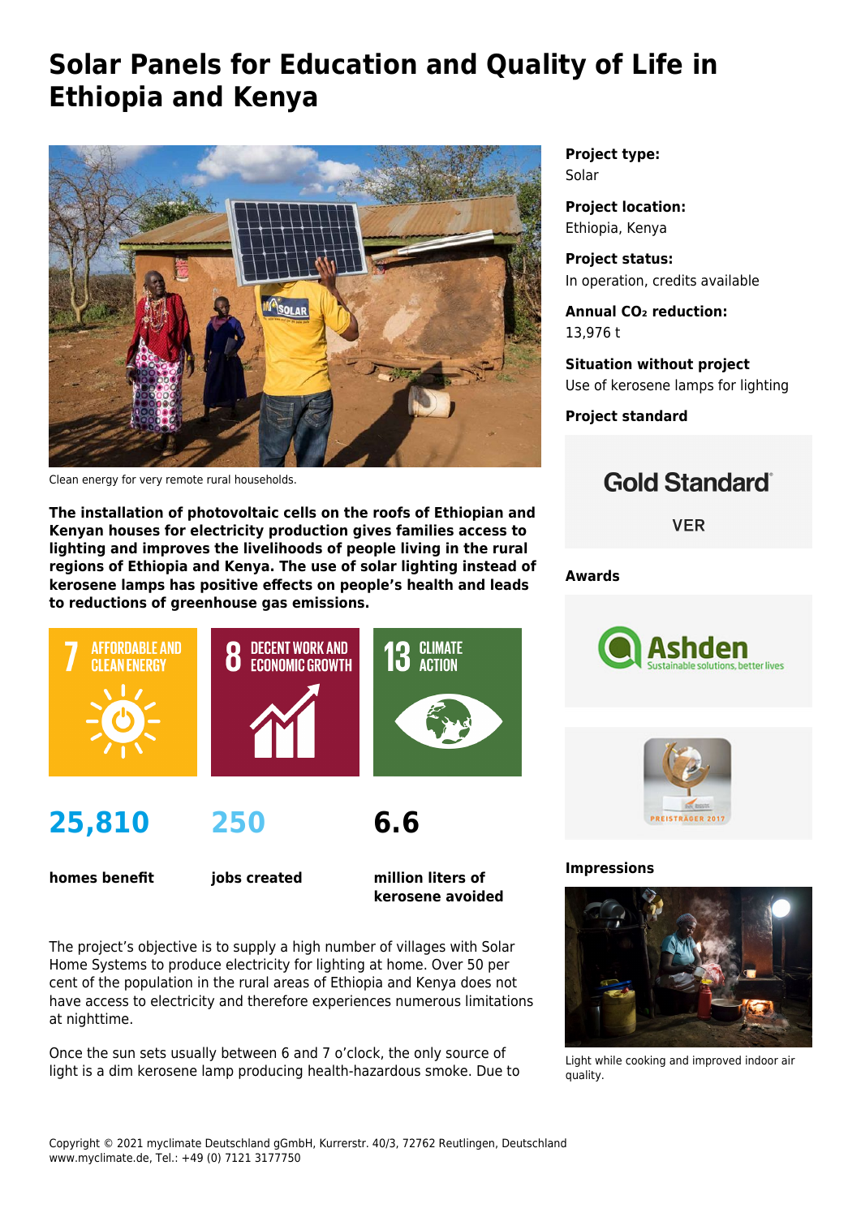# Solar Panels for Education and Quality of Life in Ethiopia and Kenya

Clean energy for very remote rural households.

**The installation of photovoltaic cells on the roofs of Ethiopian and Kenyan houses for electricity production gives families access to lighting and improves the livelihoods of people living in the rural regions of Ethiopia and Kenya. The use of solar lighting instead of kerosene lamps has positive effects on people's health and leads to reductions of greenhouse gas emissions.**

7 AFFORDABLE AND CLEAN ENERGY

8 DECENT WORK AND ECONOMIC GROWTH

13 CLIMATE ACTION

**25,810** homes benefit

**250** jobs created

**6.6** million liters of kerosene avoided

The project's objective is to supply a high number of villages with Solar Home Systems to produce electricity for lighting at home. Over 50 per cent of the population in the rural areas of Ethiopia and Kenya does not have access to electricity and therefore experiences numerous limitations at nighttime.

Once the sun sets usually between 6 and 7 o'clock, the only source of light is a dim kerosene lamp producing health-hazardous smoke. Due to

**Project type:**
Solar

**Project location:**
Ethiopia, Kenya

**Project status:**
In operation, credits available

**Annual $CO_2$ reduction:**
13,976 t

**Situation without project**
Use of kerosene lamps for lighting

**Project standard**

Gold Standard®

VER

**Awards**

Ashden
Sustainable solutions, better lives

PREISTRÄGER 2017

**Impressions**

Light while cooking and improved indoor air quality.

Copyright © 2021 myclimate Deutschland gGmbH, Kurrerstr. 40/3, 72762 Reutlingen, Deutschland
www.myclimate.de, Tel.: +49 (0) 7121 3177750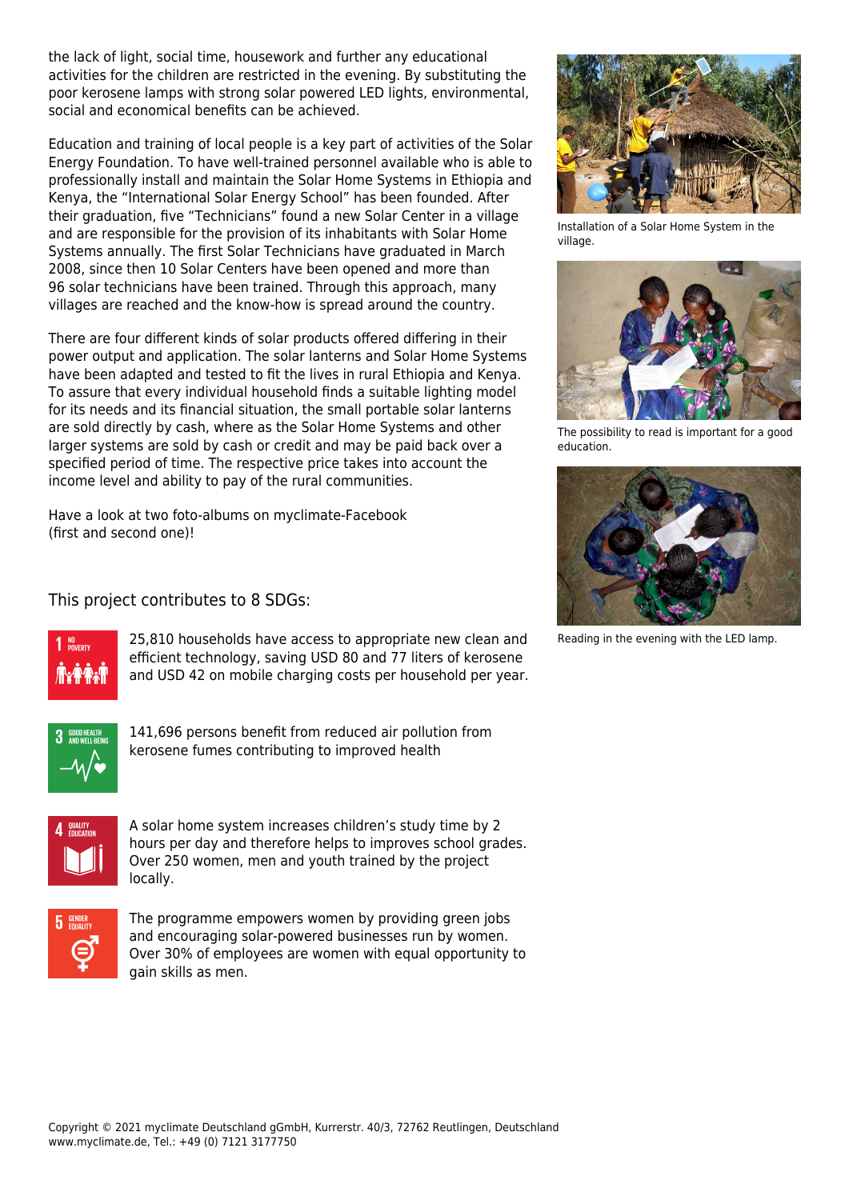the lack of light, social time, housework and further any educational activities for the children are restricted in the evening. By substituting the poor kerosene lamps with strong solar powered LED lights, environmental, social and economical benefits can be achieved.

Education and training of local people is a key part of activities of the Solar Energy Foundation. To have well-trained personnel available who is able to professionally install and maintain the Solar Home Systems in Ethiopia and Kenya, the "International Solar Energy School" has been founded. After their graduation, five "Technicians" found a new Solar Center in a village and are responsible for the provision of its inhabitants with Solar Home Systems annually. The first Solar Technicians have graduated in March 2008, since then 10 Solar Centers have been opened and more than 96 solar technicians have been trained. Through this approach, many villages are reached and the know-how is spread around the country.

There are four different kinds of solar products offered differing in their power output and application. The solar lanterns and Solar Home Systems have been adapted and tested to fit the lives in rural Ethiopia and Kenya. To assure that every individual household finds a suitable lighting model for its needs and its financial situation, the small portable solar lanterns are sold directly by cash, where as the Solar Home Systems and other larger systems are sold by cash or credit and may be paid back over a specified period of time. The respective price takes into account the income level and ability to pay of the rural communities.

Have a look at two foto-albums on myclimate-Facebook (first and second one)!

Installation of a Solar Home System in the village.

The possibility to read is important for a good education.

Reading in the evening with the LED lamp.

## This project contributes to 8 SDGs:

1 NO POVERTY

25,810 households have access to appropriate new clean and efficient technology, saving USD 80 and 77 liters of kerosene and USD 42 on mobile charging costs per household per year.

3 GOOD HEALTH AND WELL-BEING

141,696 persons benefit from reduced air pollution from kerosene fumes contributing to improved health

4 QUALITY EDUCATION

A solar home system increases children's study time by 2 hours per day and therefore helps to improves school grades. Over 250 women, men and youth trained by the project locally.

5 GENDER EQUALITY

The programme empowers women by providing green jobs and encouraging solar-powered businesses run by women. Over 30% of employees are women with equal opportunity to gain skills as men.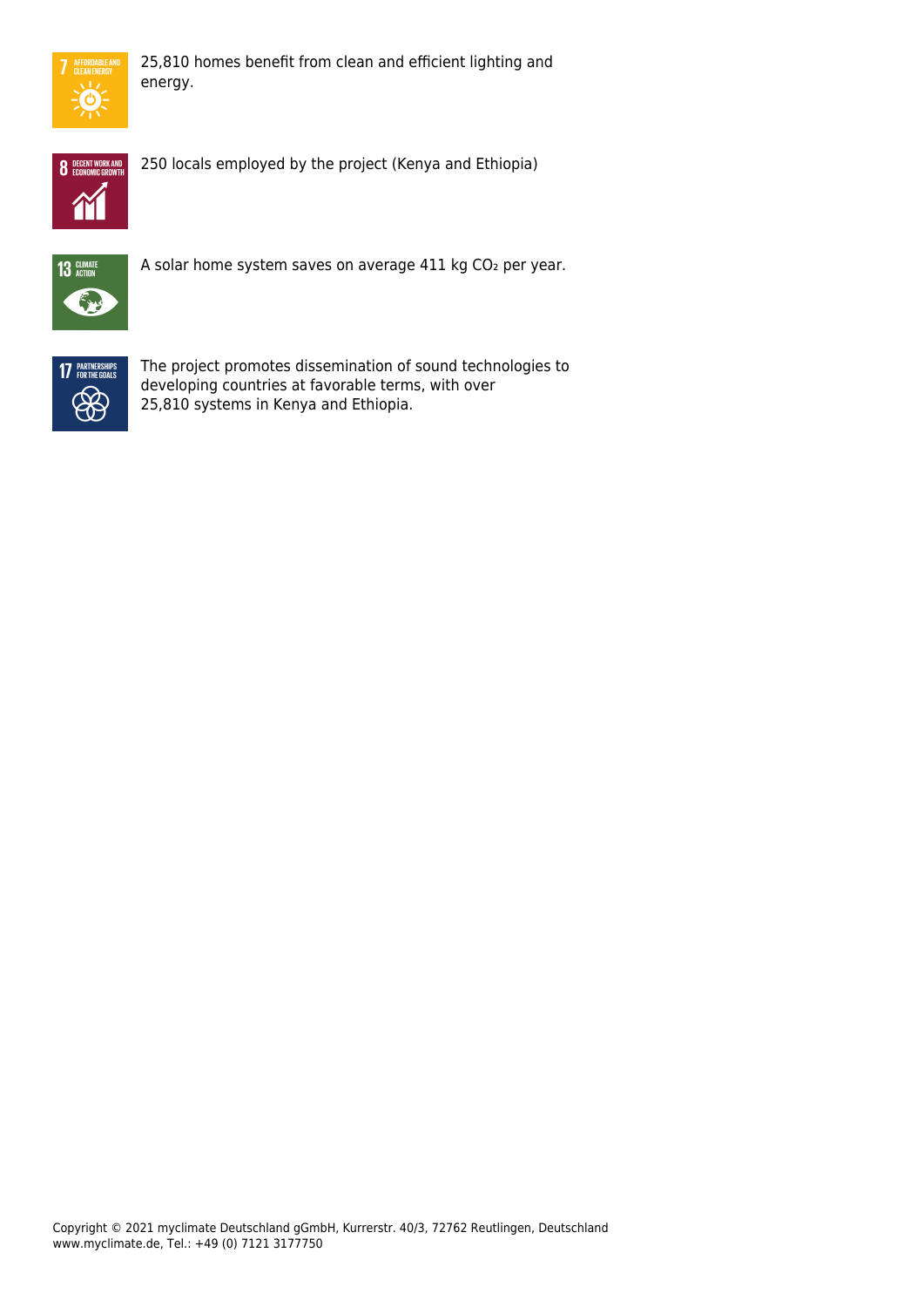25,810 homes benefit from clean and efficient lighting and energy.

250 locals employed by the project (Kenya and Ethiopia)

A solar home system saves on average 411 kg $CO_2$ per year.

The project promotes dissemination of sound technologies to developing countries at favorable terms, with over 25,810 systems in Kenya and Ethiopia.